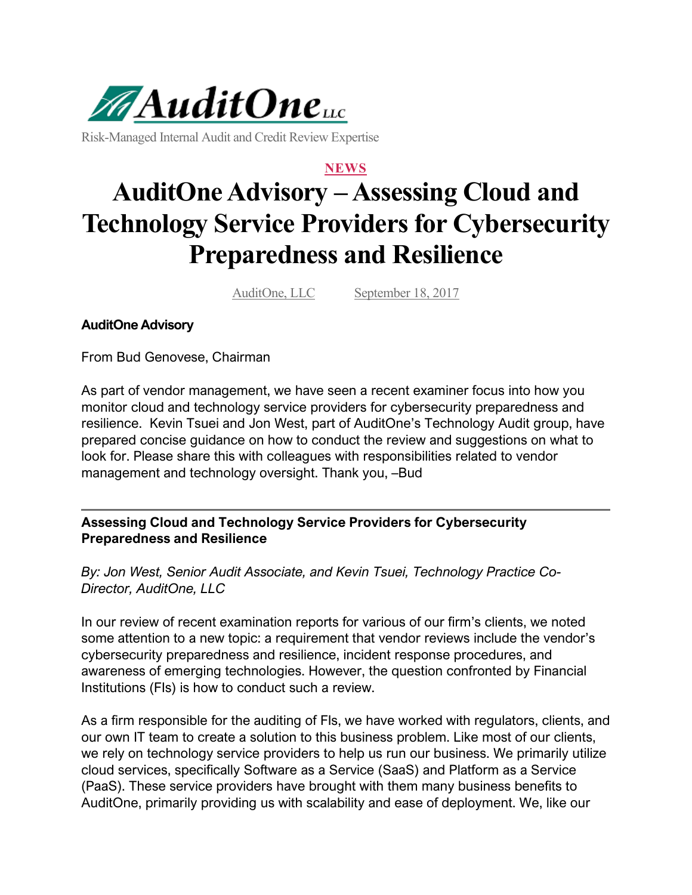AuditOne LLC

Risk-Managed Internal Audit and Credit Review Expertise

NEWS

# AuditOne Advisory – Assessing Cloud and Technology Service Providers for Cybersecurity Preparedness and Resilience

AuditOne, LLC    September 18, 2017

**AuditOne Advisory**

From Bud Genovese, Chairman

As part of vendor management, we have seen a recent examiner focus into how you monitor cloud and technology service providers for cybersecurity preparedness and resilience. Kevin Tsuei and Jon West, part of AuditOne's Technology Audit group, have prepared concise guidance on how to conduct the review and suggestions on what to look for. Please share this with colleagues with responsibilities related to vendor management and technology oversight. Thank you, –Bud

---

**Assessing Cloud and Technology Service Providers for Cybersecurity Preparedness and Resilience**

*By: Jon West, Senior Audit Associate, and Kevin Tsuei, Technology Practice Co-Director, AuditOne, LLC*

In our review of recent examination reports for various of our firm's clients, we noted some attention to a new topic: a requirement that vendor reviews include the vendor's cybersecurity preparedness and resilience, incident response procedures, and awareness of emerging technologies. However, the question confronted by Financial Institutions (FIs) is how to conduct such a review.

As a firm responsible for the auditing of FIs, we have worked with regulators, clients, and our own IT team to create a solution to this business problem. Like most of our clients, we rely on technology service providers to help us run our business. We primarily utilize cloud services, specifically Software as a Service (SaaS) and Platform as a Service (PaaS). These service providers have brought with them many business benefits to AuditOne, primarily providing us with scalability and ease of deployment. We, like our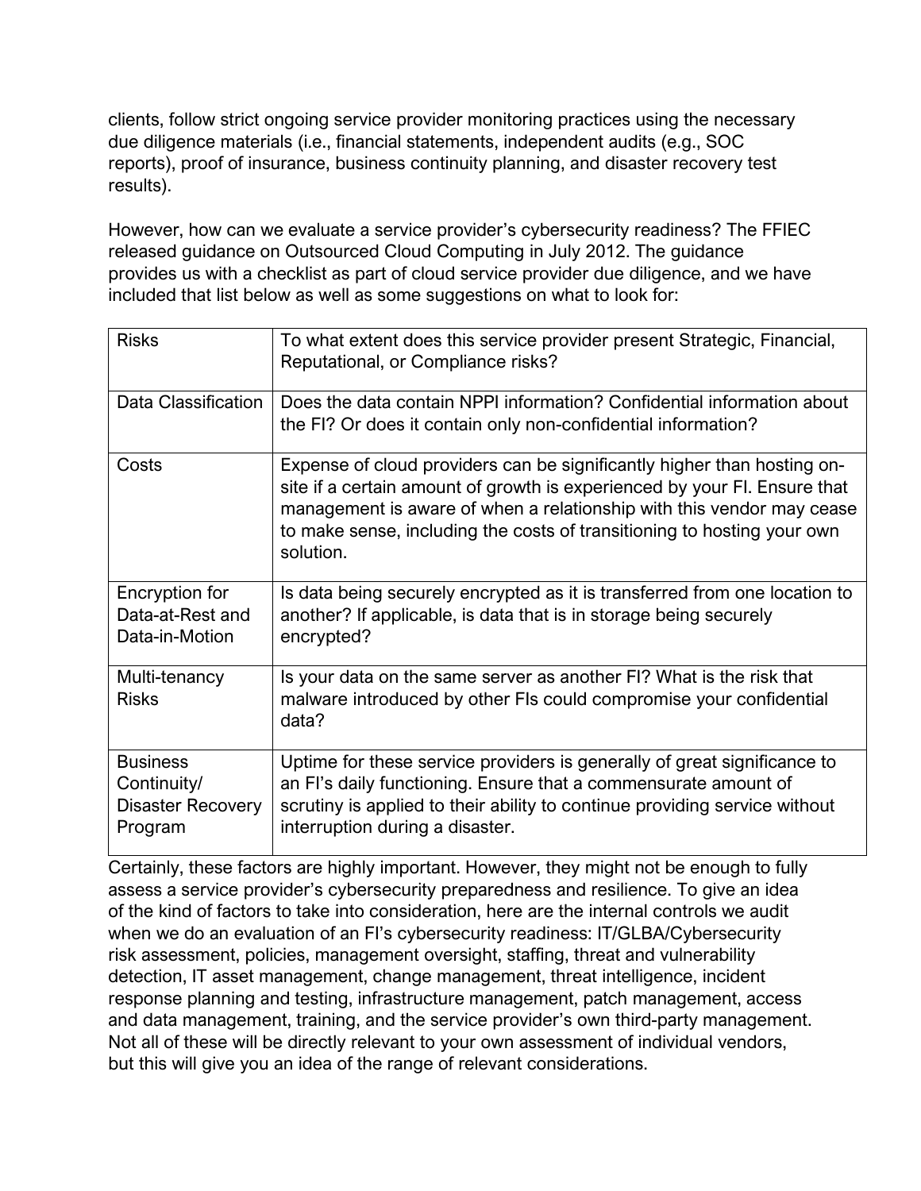clients, follow strict ongoing service provider monitoring practices using the necessary due diligence materials (i.e., financial statements, independent audits (e.g., SOC reports), proof of insurance, business continuity planning, and disaster recovery test results).

However, how can we evaluate a service provider's cybersecurity readiness? The FFIEC released guidance on Outsourced Cloud Computing in July 2012. The guidance provides us with a checklist as part of cloud service provider due diligence, and we have included that list below as well as some suggestions on what to look for:

| | |
|---|---|
| Risks | To what extent does this service provider present Strategic, Financial, Reputational, or Compliance risks? |
| Data Classification | Does the data contain NPPI information? Confidential information about the FI? Or does it contain only non-confidential information? |
| Costs | Expense of cloud providers can be significantly higher than hosting on-site if a certain amount of growth is experienced by your FI. Ensure that management is aware of when a relationship with this vendor may cease to make sense, including the costs of transitioning to hosting your own solution. |
| Encryption for Data-at-Rest and Data-in-Motion | Is data being securely encrypted as it is transferred from one location to another? If applicable, is data that is in storage being securely encrypted? |
| Multi-tenancy Risks | Is your data on the same server as another FI? What is the risk that malware introduced by other FIs could compromise your confidential data? |
| Business Continuity/ Disaster Recovery Program | Uptime for these service providers is generally of great significance to an FI's daily functioning. Ensure that a commensurate amount of scrutiny is applied to their ability to continue providing service without interruption during a disaster. |

Certainly, these factors are highly important. However, they might not be enough to fully assess a service provider's cybersecurity preparedness and resilience. To give an idea of the kind of factors to take into consideration, here are the internal controls we audit when we do an evaluation of an FI's cybersecurity readiness: IT/GLBA/Cybersecurity risk assessment, policies, management oversight, staffing, threat and vulnerability detection, IT asset management, change management, threat intelligence, incident response planning and testing, infrastructure management, patch management, access and data management, training, and the service provider's own third-party management. Not all of these will be directly relevant to your own assessment of individual vendors, but this will give you an idea of the range of relevant considerations.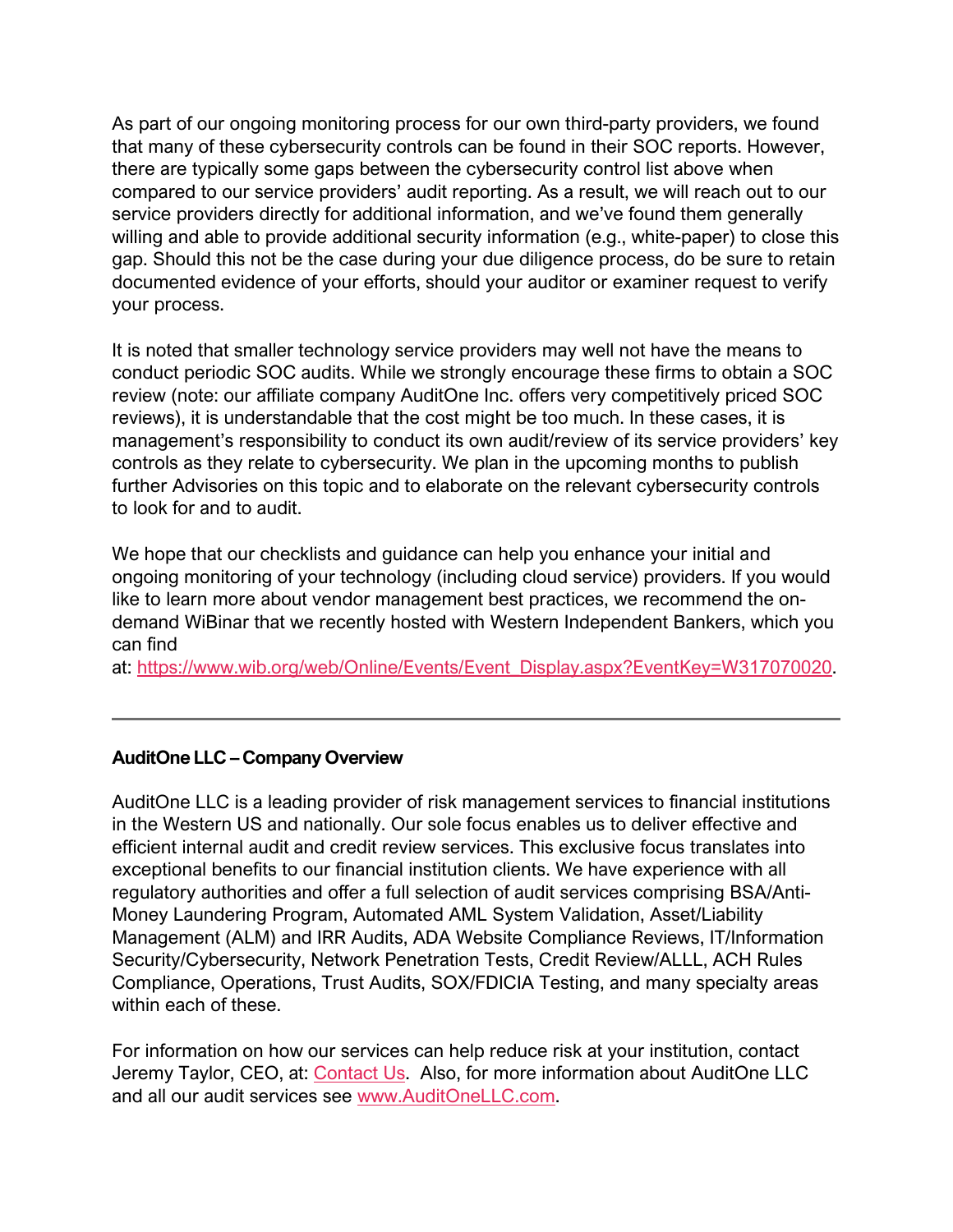As part of our ongoing monitoring process for our own third-party providers, we found that many of these cybersecurity controls can be found in their SOC reports. However, there are typically some gaps between the cybersecurity control list above when compared to our service providers' audit reporting. As a result, we will reach out to our service providers directly for additional information, and we've found them generally willing and able to provide additional security information (e.g., white-paper) to close this gap. Should this not be the case during your due diligence process, do be sure to retain documented evidence of your efforts, should your auditor or examiner request to verify your process.

It is noted that smaller technology service providers may well not have the means to conduct periodic SOC audits. While we strongly encourage these firms to obtain a SOC review (note: our affiliate company AuditOne Inc. offers very competitively priced SOC reviews), it is understandable that the cost might be too much. In these cases, it is management's responsibility to conduct its own audit/review of its service providers' key controls as they relate to cybersecurity. We plan in the upcoming months to publish further Advisories on this topic and to elaborate on the relevant cybersecurity controls to look for and to audit.

We hope that our checklists and guidance can help you enhance your initial and ongoing monitoring of your technology (including cloud service) providers. If you would like to learn more about vendor management best practices, we recommend the on-demand WiBinar that we recently hosted with Western Independent Bankers, which you can find at: [https://www.wib.org/web/Online/Events/Event_Display.aspx?EventKey=W317070020](https://www.wib.org/web/Online/Events/Event_Display.aspx?EventKey=W317070020).

---

**AuditOne LLC – Company Overview**

AuditOne LLC is a leading provider of risk management services to financial institutions in the Western US and nationally. Our sole focus enables us to deliver effective and efficient internal audit and credit review services. This exclusive focus translates into exceptional benefits to our financial institution clients. We have experience with all regulatory authorities and offer a full selection of audit services comprising BSA/Anti-Money Laundering Program, Automated AML System Validation, Asset/Liability Management (ALM) and IRR Audits, ADA Website Compliance Reviews, IT/Information Security/Cybersecurity, Network Penetration Tests, Credit Review/ALLL, ACH Rules Compliance, Operations, Trust Audits, SOX/FDICIA Testing, and many specialty areas within each of these.

For information on how our services can help reduce risk at your institution, contact Jeremy Taylor, CEO, at: Contact Us. Also, for more information about AuditOne LLC and all our audit services see [www.AuditOneLLC.com](www.AuditOneLLC.com).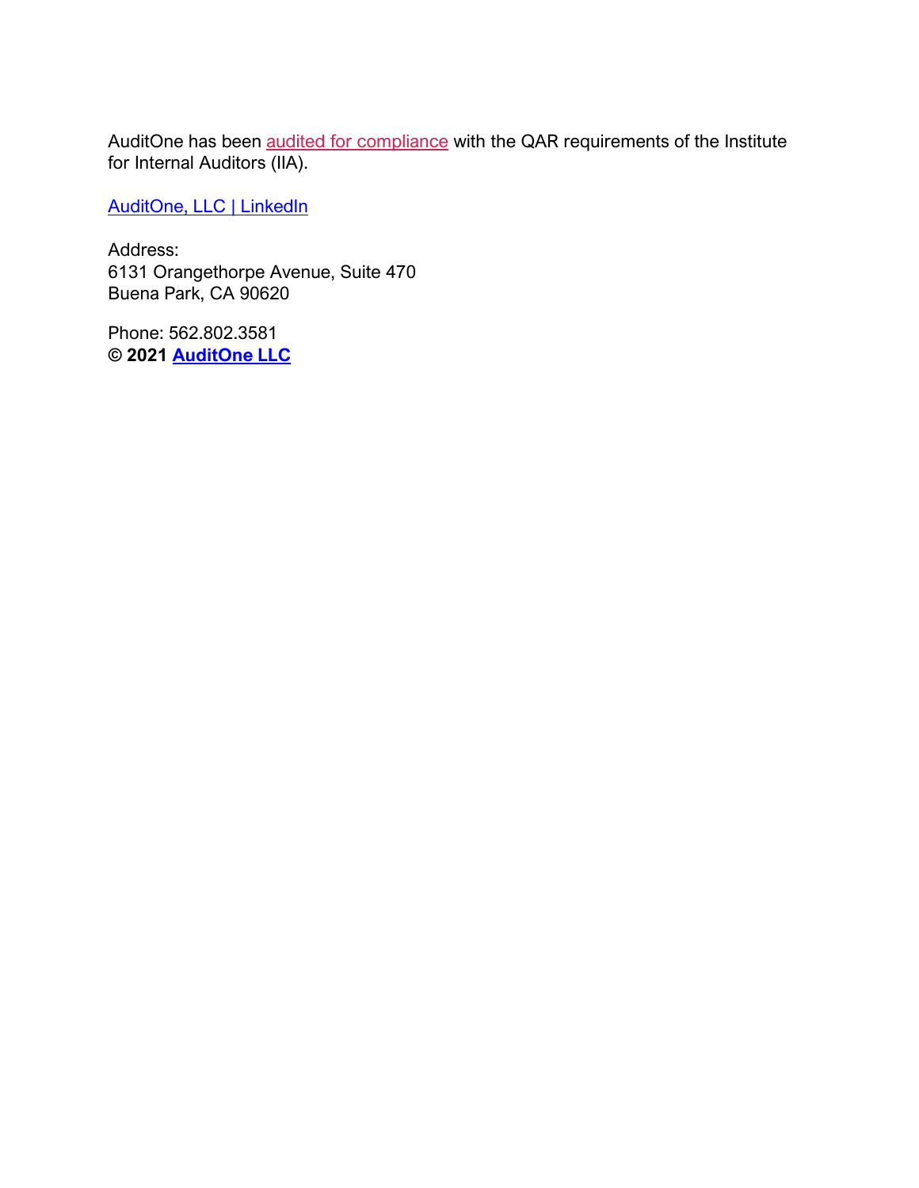AuditOne has been audited for compliance with the QAR requirements of the Institute for Internal Auditors (IIA).

AuditOne, LLC | LinkedIn

Address:
6131 Orangethorpe Avenue, Suite 470
Buena Park, CA 90620

Phone: 562.802.3581
**© 2021 AuditOne LLC**